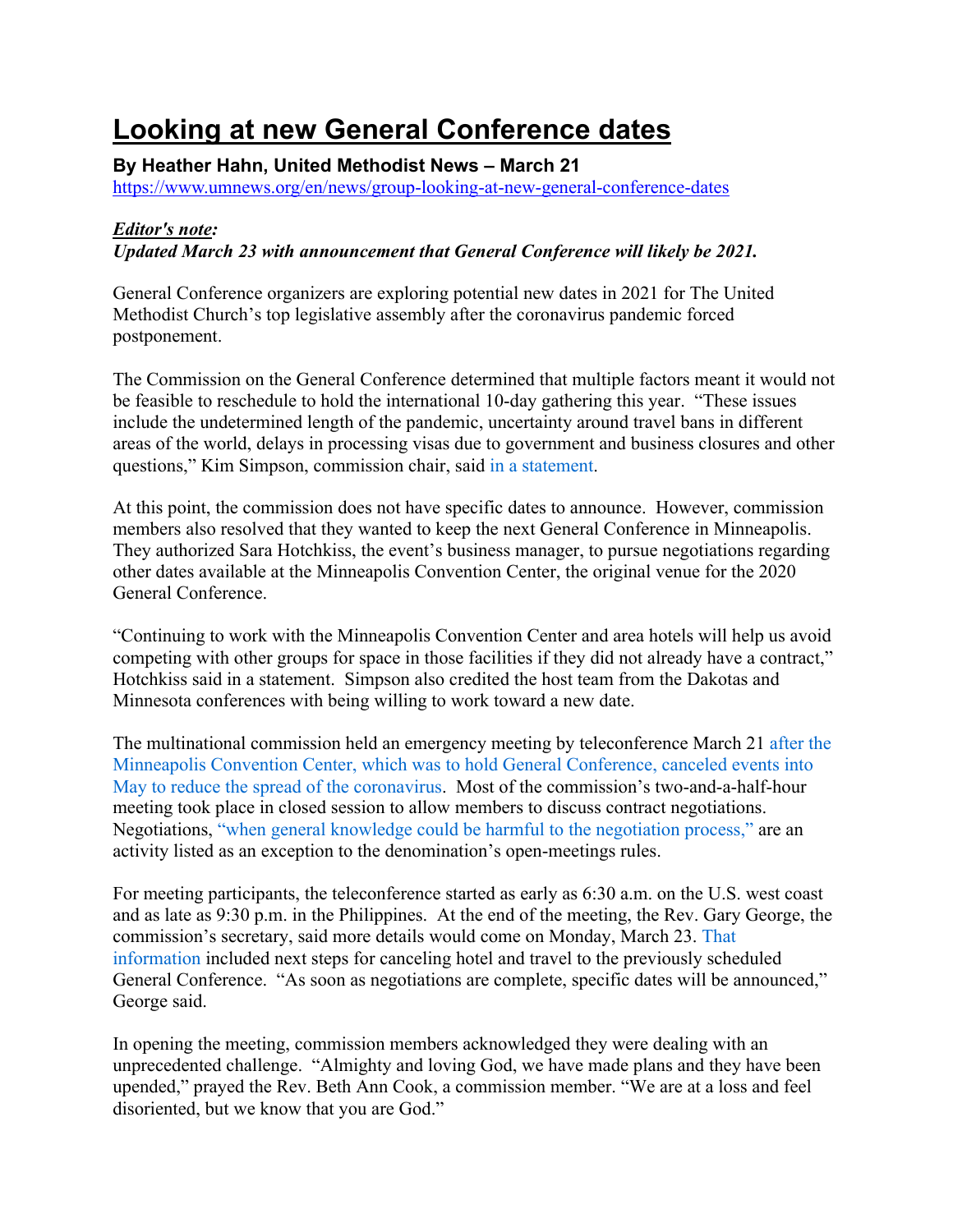# Looking at new General Conference dates

**By Heather Hahn, United Methodist News – March 21**
https://www.umnews.org/en/news/group-looking-at-new-general-conference-dates

***Editor's note:***
***Updated March 23 with announcement that General Conference will likely be 2021.***

General Conference organizers are exploring potential new dates in 2021 for The United Methodist Church's top legislative assembly after the coronavirus pandemic forced postponement.

The Commission on the General Conference determined that multiple factors meant it would not be feasible to reschedule to hold the international 10-day gathering this year. "These issues include the undetermined length of the pandemic, uncertainty around travel bans in different areas of the world, delays in processing visas due to government and business closures and other questions," Kim Simpson, commission chair, said in a statement.

At this point, the commission does not have specific dates to announce. However, commission members also resolved that they wanted to keep the next General Conference in Minneapolis. They authorized Sara Hotchkiss, the event's business manager, to pursue negotiations regarding other dates available at the Minneapolis Convention Center, the original venue for the 2020 General Conference.

"Continuing to work with the Minneapolis Convention Center and area hotels will help us avoid competing with other groups for space in those facilities if they did not already have a contract," Hotchkiss said in a statement. Simpson also credited the host team from the Dakotas and Minnesota conferences with being willing to work toward a new date.

The multinational commission held an emergency meeting by teleconference March 21 after the Minneapolis Convention Center, which was to hold General Conference, canceled events into May to reduce the spread of the coronavirus. Most of the commission's two-and-a-half-hour meeting took place in closed session to allow members to discuss contract negotiations. Negotiations, "when general knowledge could be harmful to the negotiation process," are an activity listed as an exception to the denomination's open-meetings rules.

For meeting participants, the teleconference started as early as 6:30 a.m. on the U.S. west coast and as late as 9:30 p.m. in the Philippines. At the end of the meeting, the Rev. Gary George, the commission's secretary, said more details would come on Monday, March 23. That information included next steps for canceling hotel and travel to the previously scheduled General Conference. "As soon as negotiations are complete, specific dates will be announced," George said.

In opening the meeting, commission members acknowledged they were dealing with an unprecedented challenge. "Almighty and loving God, we have made plans and they have been upended," prayed the Rev. Beth Ann Cook, a commission member. "We are at a loss and feel disoriented, but we know that you are God."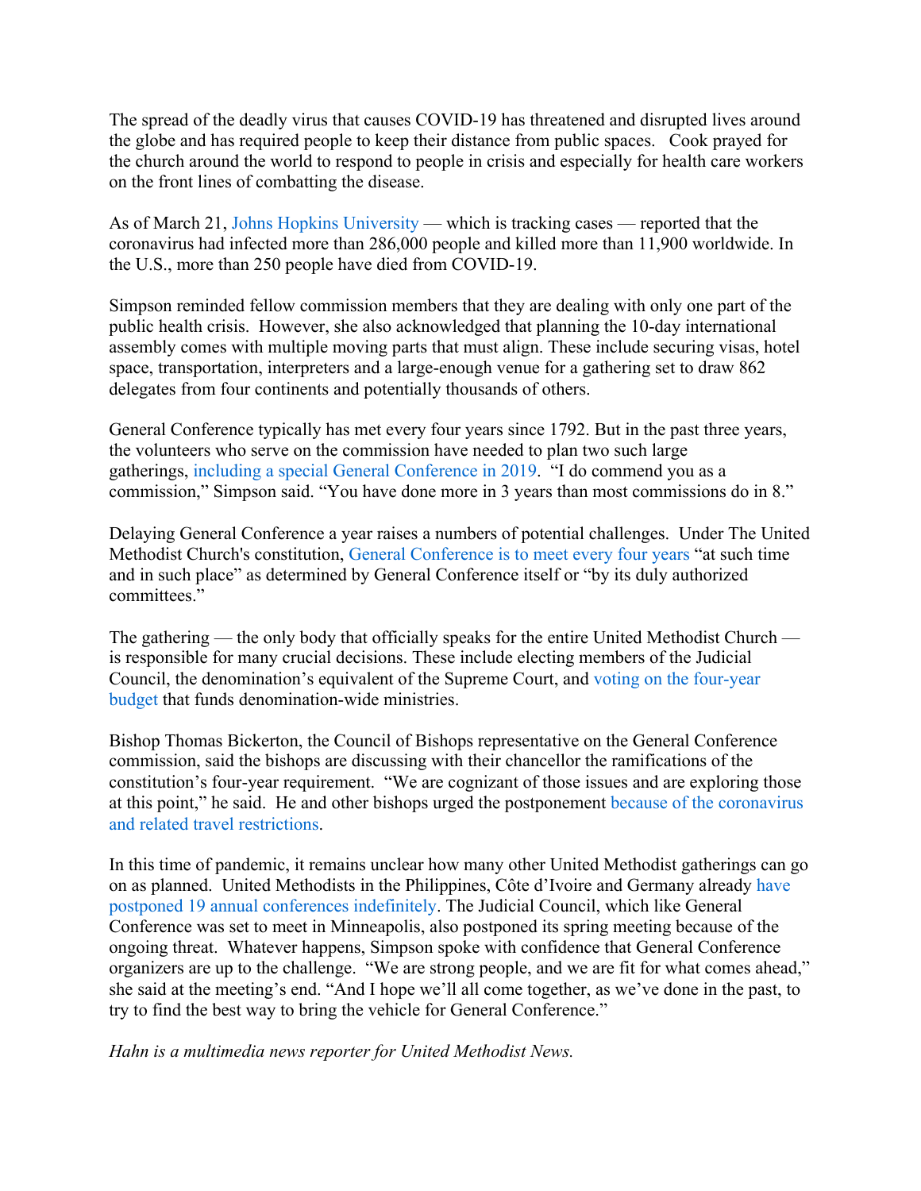The spread of the deadly virus that causes COVID-19 has threatened and disrupted lives around the globe and has required people to keep their distance from public spaces. Cook prayed for the church around the world to respond to people in crisis and especially for health care workers on the front lines of combatting the disease.

As of March 21, Johns Hopkins University — which is tracking cases — reported that the coronavirus had infected more than 286,000 people and killed more than 11,900 worldwide. In the U.S., more than 250 people have died from COVID-19.

Simpson reminded fellow commission members that they are dealing with only one part of the public health crisis. However, she also acknowledged that planning the 10-day international assembly comes with multiple moving parts that must align. These include securing visas, hotel space, transportation, interpreters and a large-enough venue for a gathering set to draw 862 delegates from four continents and potentially thousands of others.

General Conference typically has met every four years since 1792. But in the past three years, the volunteers who serve on the commission have needed to plan two such large gatherings, including a special General Conference in 2019. "I do commend you as a commission," Simpson said. "You have done more in 3 years than most commissions do in 8."

Delaying General Conference a year raises a numbers of potential challenges. Under The United Methodist Church's constitution, General Conference is to meet every four years "at such time and in such place" as determined by General Conference itself or "by its duly authorized committees."

The gathering — the only body that officially speaks for the entire United Methodist Church — is responsible for many crucial decisions. These include electing members of the Judicial Council, the denomination's equivalent of the Supreme Court, and voting on the four-year budget that funds denomination-wide ministries.

Bishop Thomas Bickerton, the Council of Bishops representative on the General Conference commission, said the bishops are discussing with their chancellor the ramifications of the constitution's four-year requirement. "We are cognizant of those issues and are exploring those at this point," he said. He and other bishops urged the postponement because of the coronavirus and related travel restrictions.

In this time of pandemic, it remains unclear how many other United Methodist gatherings can go on as planned. United Methodists in the Philippines, Côte d'Ivoire and Germany already have postponed 19 annual conferences indefinitely. The Judicial Council, which like General Conference was set to meet in Minneapolis, also postponed its spring meeting because of the ongoing threat. Whatever happens, Simpson spoke with confidence that General Conference organizers are up to the challenge. "We are strong people, and we are fit for what comes ahead," she said at the meeting's end. "And I hope we'll all come together, as we've done in the past, to try to find the best way to bring the vehicle for General Conference."

*Hahn is a multimedia news reporter for United Methodist News.*